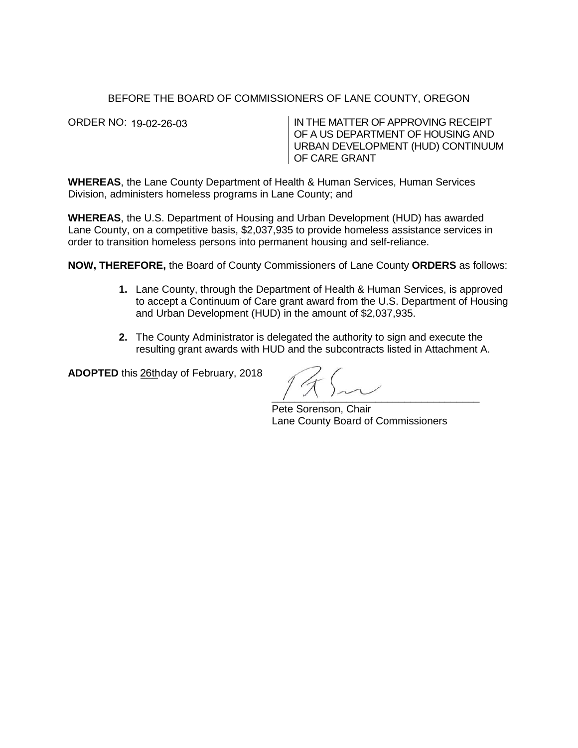BEFORE THE BOARD OF COMMISSIONERS OF LANE COUNTY, OREGON

ORDER NO: 19-02-26-03

IN THE MATTER OF APPROVING RECEIPT OF A US DEPARTMENT OF HOUSING AND URBAN DEVELOPMENT (HUD) CONTINUUM OF CARE GRANT

**WHEREAS**, the Lane County Department of Health & Human Services, Human Services Division, administers homeless programs in Lane County; and

**WHEREAS**, the U.S. Department of Housing and Urban Development (HUD) has awarded Lane County, on a competitive basis, $2,037,935 to provide homeless assistance services in order to transition homeless persons into permanent housing and self-reliance.

**NOW, THEREFORE,** the Board of County Commissioners of Lane County **ORDERS** as follows:

1. Lane County, through the Department of Health & Human Services, is approved to accept a Continuum of Care grant award from the U.S. Department of Housing and Urban Development (HUD) in the amount of $2,037,935.
2. The County Administrator is delegated the authority to sign and execute the resulting grant awards with HUD and the subcontracts listed in Attachment A.

**ADOPTED** this 26th day of February, 2018

Pete Sorenson, Chair
Lane County Board of Commissioners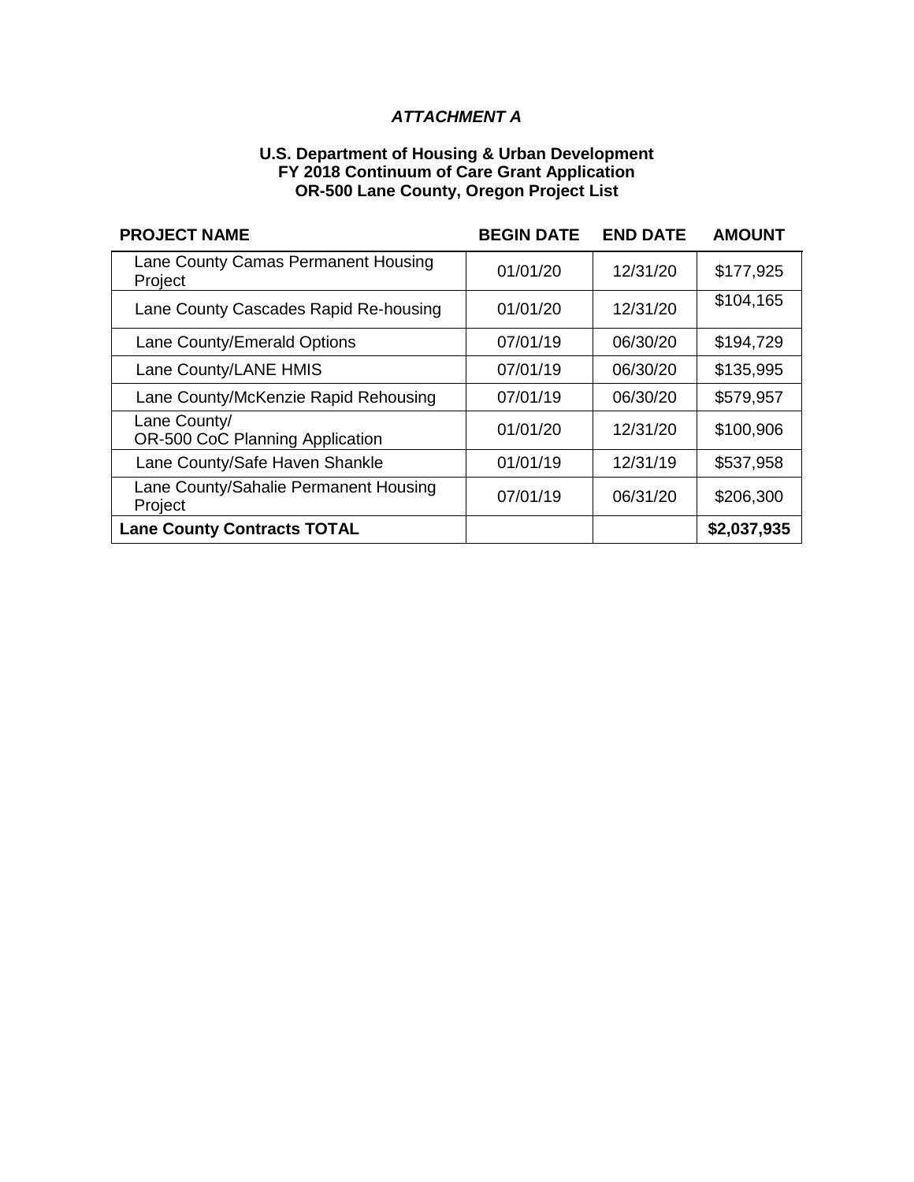***ATTACHMENT A***

**U.S. Department of Housing & Urban Development**
**FY 2018 Continuum of Care Grant Application**
**OR-500 Lane County, Oregon Project List**

| PROJECT NAME | BEGIN DATE | END DATE | AMOUNT |
|---|---|---|---|
| Lane County Camas Permanent Housing Project | 01/01/20 | 12/31/20 | $177,925 |
| Lane County Cascades Rapid Re-housing | 01/01/20 | 12/31/20 | $104,165 |
| Lane County/Emerald Options | 07/01/19 | 06/30/20 | $194,729 |
| Lane County/LANE HMIS | 07/01/19 | 06/30/20 | $135,995 |
| Lane County/McKenzie Rapid Rehousing | 07/01/19 | 06/30/20 | $579,957 |
| Lane County/ OR-500 CoC Planning Application | 01/01/20 | 12/31/20 | $100,906 |
| Lane County/Safe Haven Shankle | 01/01/19 | 12/31/19 | $537,958 |
| Lane County/Sahalie Permanent Housing Project | 07/01/19 | 06/31/20 | $206,300 |
| **Lane County Contracts TOTAL** | | | **$2,037,935** |